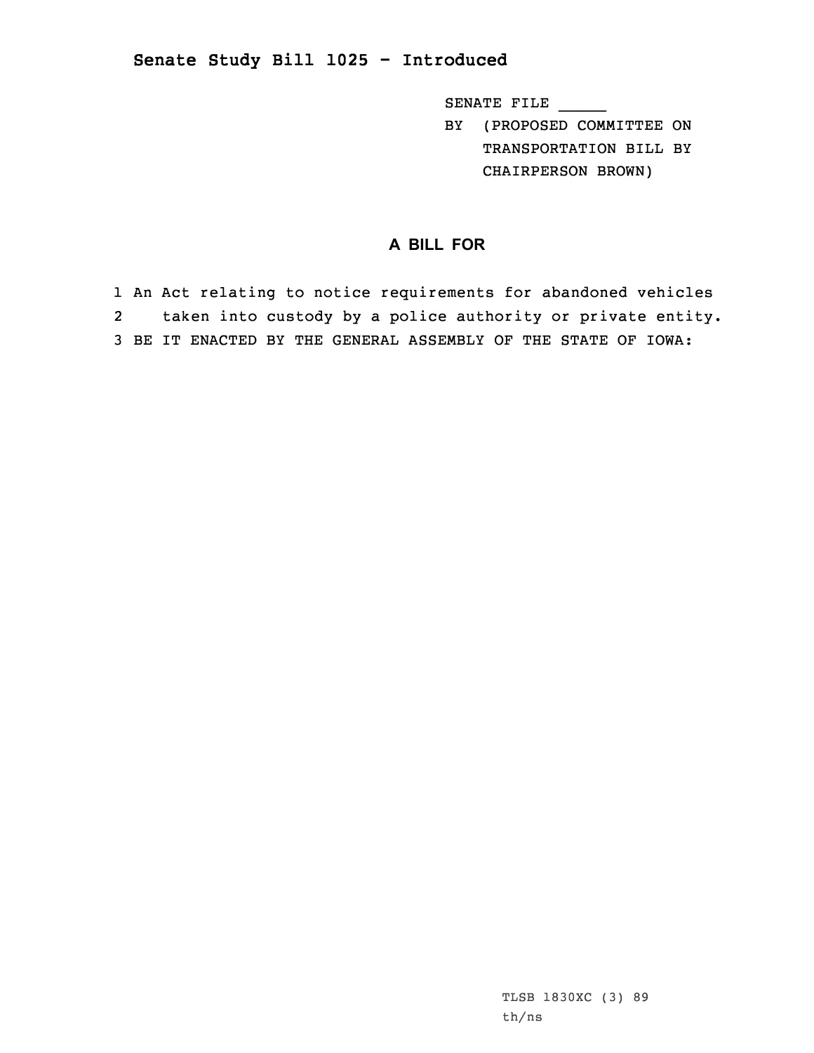## Senate Study Bill 1025 - Introduced

SENATE FILE _____

BY (PROPOSED COMMITTEE ON TRANSPORTATION BILL BY CHAIRPERSON BROWN)

### A BILL FOR

1 An Act relating to notice requirements for abandoned vehicles
2 taken into custody by a police authority or private entity.
3 BE IT ENACTED BY THE GENERAL ASSEMBLY OF THE STATE OF IOWA:

TLSB 1830XC (3) 89
th/ns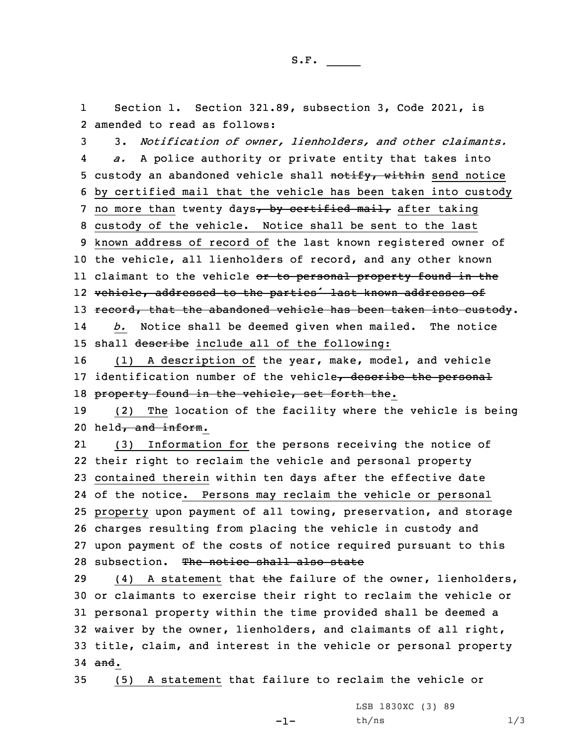Section 1. Section 321.89, subsection 3, Code 2021, is amended to read as follows:

3. *Notification of owner, lienholders, and other claimants.*

*a.* A police authority or private entity that takes into custody an abandoned vehicle shall ~~notify, within~~ <u>send notice by certified mail that the vehicle has been taken into custody no more than</u> twenty days~~, by certified mail,~~ <u>after taking custody of the vehicle. Notice shall be sent to the last known address of record of</u> the last known registered owner of the vehicle, all lienholders of record, and any other known claimant to the vehicle ~~or to personal property found in the vehicle, addressed to the parties' last known addresses of record, that the abandoned vehicle has been taken into custody~~.

<u>*b.*</u> Notice shall be deemed given when mailed. The notice shall ~~describe~~ <u>include all of the following:</u>

<u>(1) A description of</u> the year, make, model, and vehicle identification number of the vehicle~~, describe the personal property found in the vehicle, set forth the~~<u>.</u>

<u>(2) The</u> location of the facility where the vehicle is being held~~, and inform~~<u>.</u>

<u>(3) Information for</u> the persons receiving the notice of their right to reclaim the vehicle and personal property <u>contained therein</u> within ten days after the effective date of the notice<u>. Persons may reclaim the vehicle or personal property</u> upon payment of all towing, preservation, and storage charges resulting from placing the vehicle in custody and upon payment of the costs of notice required pursuant to this subsection. ~~The notice shall also state~~

<u>(4) A statement</u> that ~~the~~ failure of the owner, lienholders, or claimants to exercise their right to reclaim the vehicle or personal property within the time provided shall be deemed a waiver by the owner, lienholders, and claimants of all right, title, claim, and interest in the vehicle or personal property ~~and~~<u>.</u>

<u>(5) A statement</u> that failure to reclaim the vehicle or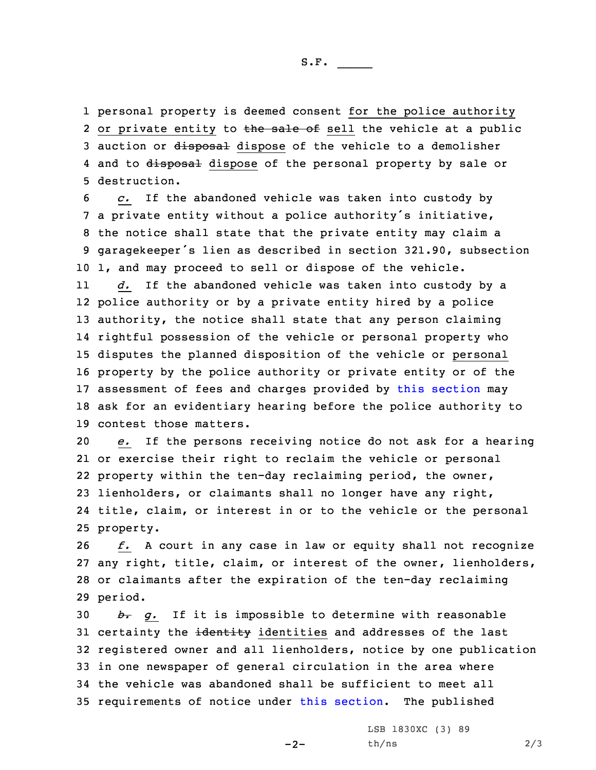1 personal property is deemed consent for the police authority
2 or private entity to ~~the sale of~~ sell the vehicle at a public
3 auction or ~~disposal~~ dispose of the vehicle to a demolisher
4 and to ~~disposal~~ dispose of the personal property by sale or
5 destruction.

6 *c.* If the abandoned vehicle was taken into custody by
7 a private entity without a police authority's initiative,
8 the notice shall state that the private entity may claim a
9 garagekeeper's lien as described in section 321.90, subsection
10 1, and may proceed to sell or dispose of the vehicle.

11 *d.* If the abandoned vehicle was taken into custody by a
12 police authority or by a private entity hired by a police
13 authority, the notice shall state that any person claiming
14 rightful possession of the vehicle or personal property who
15 disputes the planned disposition of the vehicle or personal
16 property by the police authority or private entity or of the
17 assessment of fees and charges provided by this section may
18 ask for an evidentiary hearing before the police authority to
19 contest those matters.

20 *e.* If the persons receiving notice do not ask for a hearing
21 or exercise their right to reclaim the vehicle or personal
22 property within the ten-day reclaiming period, the owner,
23 lienholders, or claimants shall no longer have any right,
24 title, claim, or interest in or to the vehicle or the personal
25 property.

26 *f.* A court in any case in law or equity shall not recognize
27 any right, title, claim, or interest of the owner, lienholders,
28 or claimants after the expiration of the ten-day reclaiming
29 period.

30 ~~*b.*~~ *g.* If it is impossible to determine with reasonable
31 certainty the ~~identity~~ identities and addresses of the last
32 registered owner and all lienholders, notice by one publication
33 in one newspaper of general circulation in the area where
34 the vehicle was abandoned shall be sufficient to meet all
35 requirements of notice under this section. The published

LSB 1830XC (3) 89
th/ns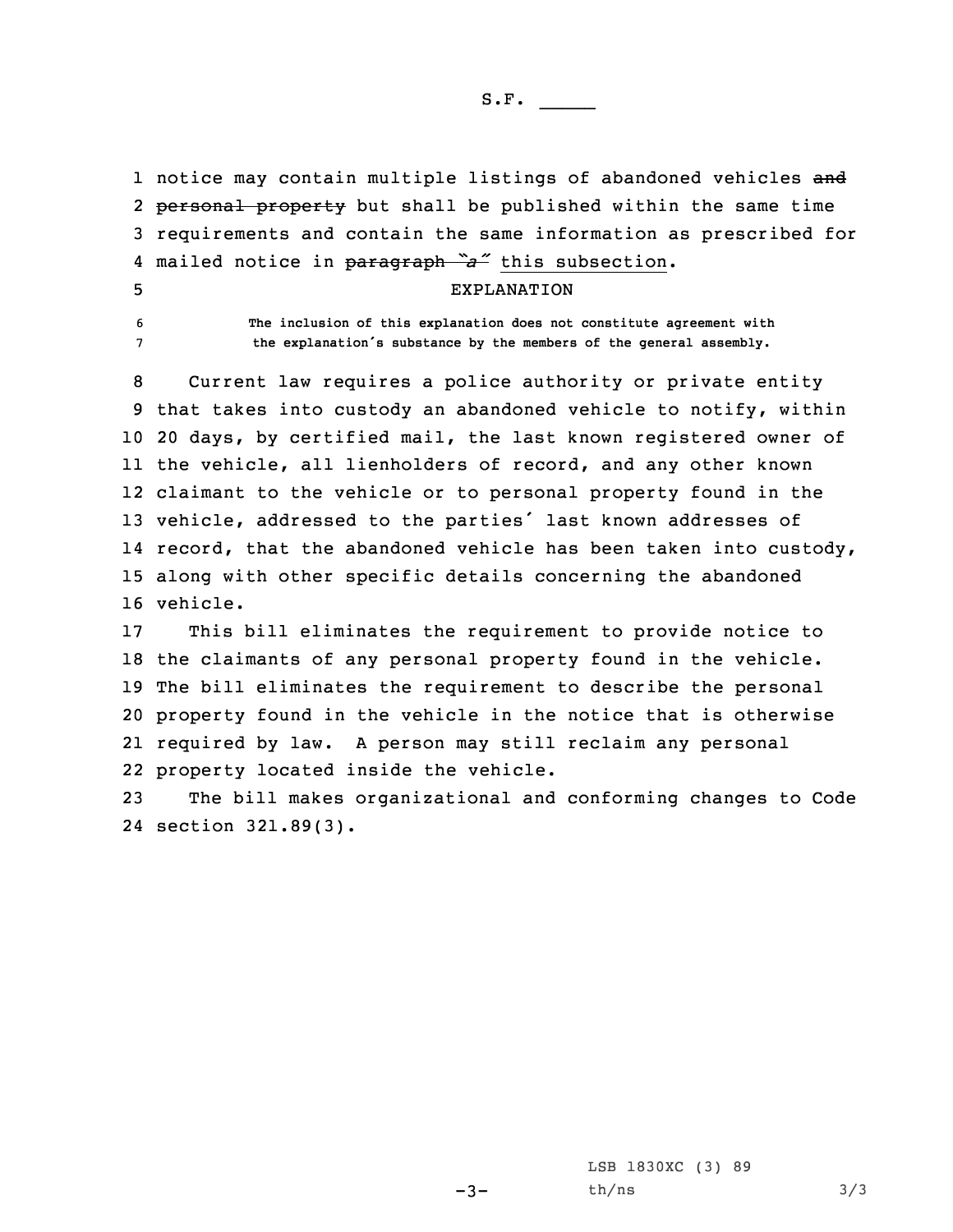notice may contain multiple listings of abandoned vehicles ~~and personal property~~ but shall be published within the same time requirements and contain the same information as prescribed for mailed notice in ~~paragraph "a"~~ this subsection.

## EXPLANATION

The inclusion of this explanation does not constitute agreement with the explanation's substance by the members of the general assembly.

Current law requires a police authority or private entity that takes into custody an abandoned vehicle to notify, within 20 days, by certified mail, the last known registered owner of the vehicle, all lienholders of record, and any other known claimant to the vehicle or to personal property found in the vehicle, addressed to the parties' last known addresses of record, that the abandoned vehicle has been taken into custody, along with other specific details concerning the abandoned vehicle.

This bill eliminates the requirement to provide notice to the claimants of any personal property found in the vehicle. The bill eliminates the requirement to describe the personal property found in the vehicle in the notice that is otherwise required by law. A person may still reclaim any personal property located inside the vehicle.

The bill makes organizational and conforming changes to Code section 321.89(3).

LSB 1830XC (3) 89
th/ns